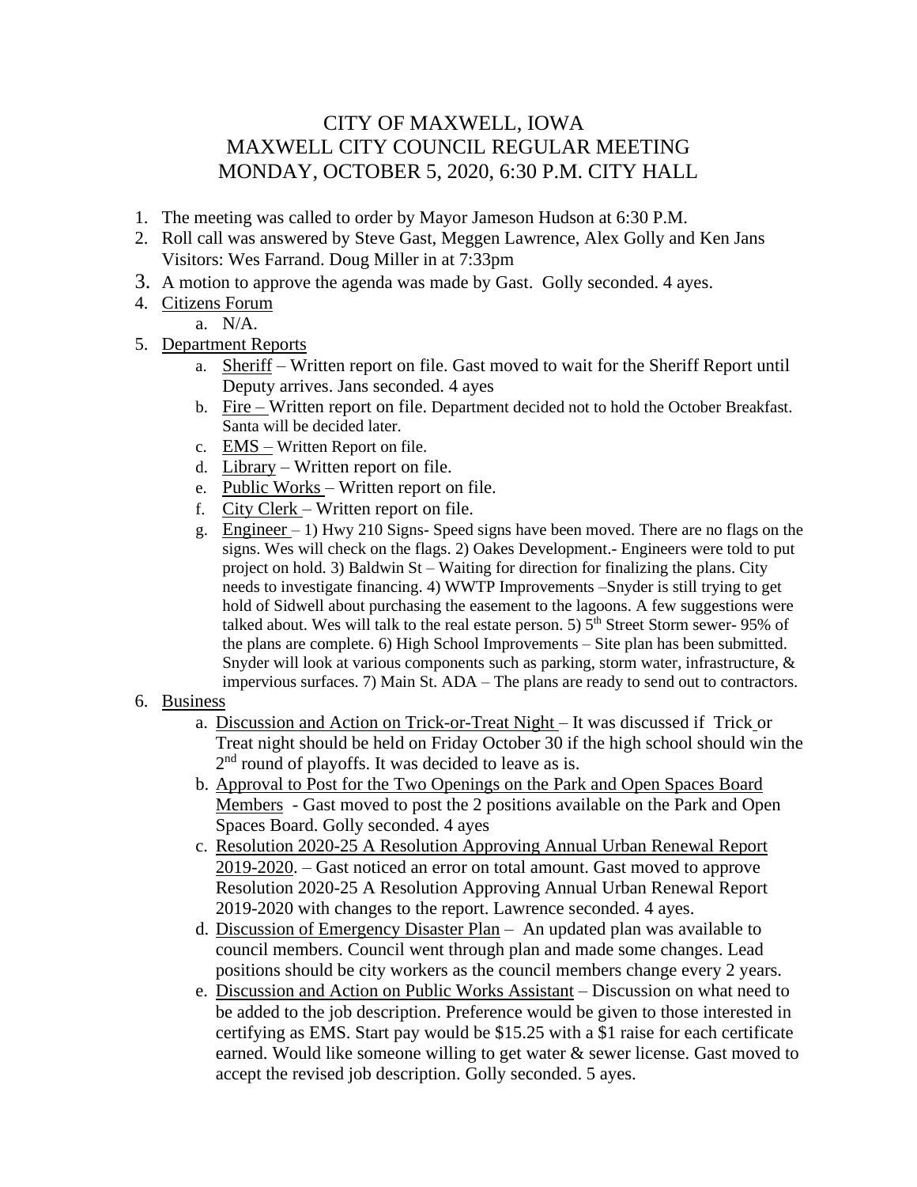# CITY OF MAXWELL, IOWA
# MAXWELL CITY COUNCIL REGULAR MEETING
# MONDAY, OCTOBER 5, 2020, 6:30 P.M. CITY HALL

1. The meeting was called to order by Mayor Jameson Hudson at 6:30 P.M.
2. Roll call was answered by Steve Gast, Meggen Lawrence, Alex Golly and Ken Jans Visitors: Wes Farrand. Doug Miller in at 7:33pm
3. A motion to approve the agenda was made by Gast. Golly seconded. 4 ayes.
4. Citizens Forum
   a. N/A.
5. Department Reports
   a. Sheriff – Written report on file. Gast moved to wait for the Sheriff Report until Deputy arrives. Jans seconded. 4 ayes
   b. Fire – Written report on file. Department decided not to hold the October Breakfast. Santa will be decided later.
   c. EMS – Written Report on file.
   d. Library – Written report on file.
   e. Public Works – Written report on file.
   f. City Clerk – Written report on file.
   g. Engineer – 1) Hwy 210 Signs- Speed signs have been moved. There are no flags on the signs. Wes will check on the flags. 2) Oakes Development.- Engineers were told to put project on hold. 3) Baldwin St – Waiting for direction for finalizing the plans. City needs to investigate financing. 4) WWTP Improvements –Snyder is still trying to get hold of Sidwell about purchasing the easement to the lagoons. A few suggestions were talked about. Wes will talk to the real estate person. 5) 5th Street Storm sewer- 95% of the plans are complete. 6) High School Improvements – Site plan has been submitted. Snyder will look at various components such as parking, storm water, infrastructure, & impervious surfaces. 7) Main St. ADA – The plans are ready to send out to contractors.
6. Business
   a. Discussion and Action on Trick-or-Treat Night – It was discussed if Trick or Treat night should be held on Friday October 30 if the high school should win the 2nd round of playoffs. It was decided to leave as is.
   b. Approval to Post for the Two Openings on the Park and Open Spaces Board Members - Gast moved to post the 2 positions available on the Park and Open Spaces Board. Golly seconded. 4 ayes
   c. Resolution 2020-25 A Resolution Approving Annual Urban Renewal Report 2019-2020. – Gast noticed an error on total amount. Gast moved to approve Resolution 2020-25 A Resolution Approving Annual Urban Renewal Report 2019-2020 with changes to the report. Lawrence seconded. 4 ayes.
   d. Discussion of Emergency Disaster Plan – An updated plan was available to council members. Council went through plan and made some changes. Lead positions should be city workers as the council members change every 2 years.
   e. Discussion and Action on Public Works Assistant – Discussion on what need to be added to the job description. Preference would be given to those interested in certifying as EMS. Start pay would be $15.25 with a $1 raise for each certificate earned. Would like someone willing to get water & sewer license. Gast moved to accept the revised job description. Golly seconded. 5 ayes.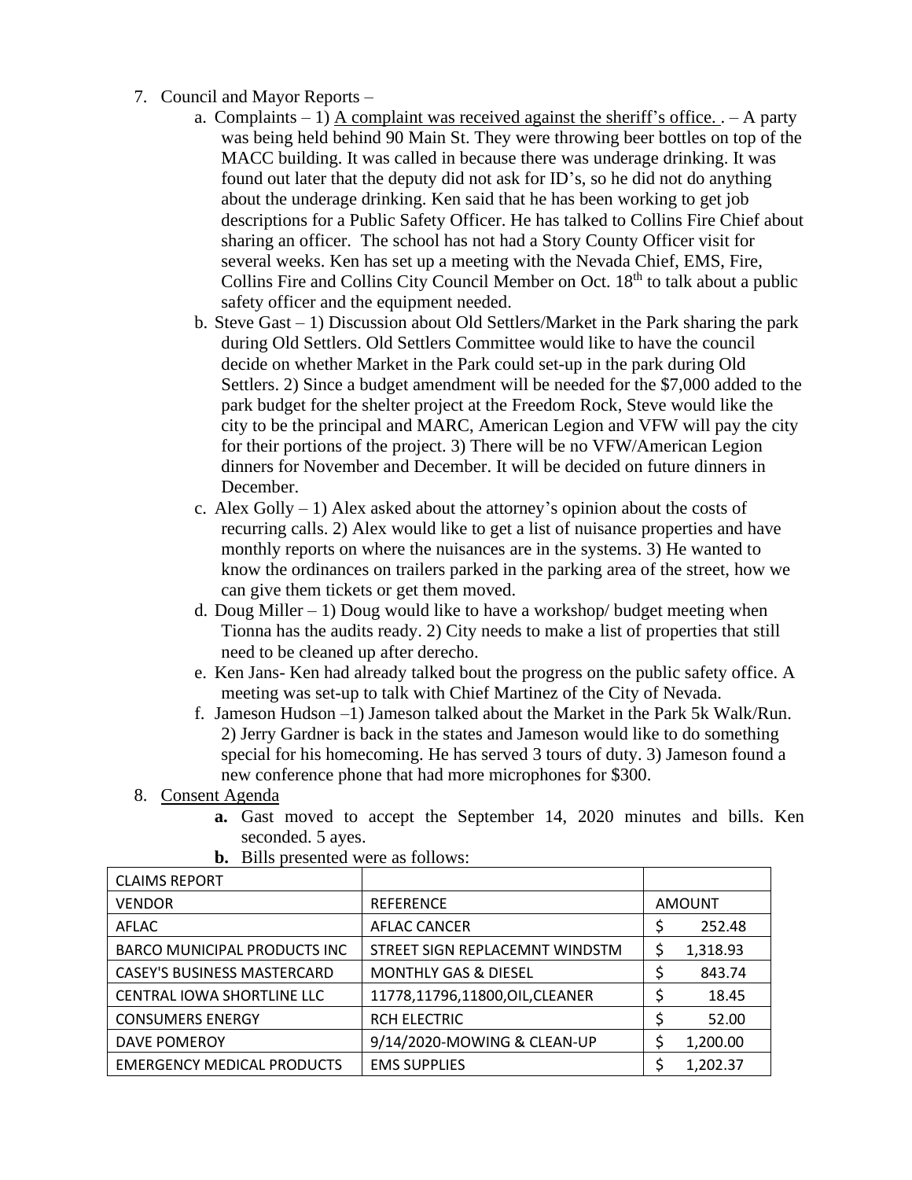7. Council and Mayor Reports –
   a. Complaints – 1) <u>A complaint was received against the sheriff's office. </u>. – A party was being held behind 90 Main St. They were throwing beer bottles on top of the MACC building. It was called in because there was underage drinking. It was found out later that the deputy did not ask for ID's, so he did not do anything about the underage drinking. Ken said that he has been working to get job descriptions for a Public Safety Officer. He has talked to Collins Fire Chief about sharing an officer. The school has not had a Story County Officer visit for several weeks. Ken has set up a meeting with the Nevada Chief, EMS, Fire, Collins Fire and Collins City Council Member on Oct. 18th to talk about a public safety officer and the equipment needed.
   b. Steve Gast – 1) Discussion about Old Settlers/Market in the Park sharing the park during Old Settlers. Old Settlers Committee would like to have the council decide on whether Market in the Park could set-up in the park during Old Settlers. 2) Since a budget amendment will be needed for the $7,000 added to the park budget for the shelter project at the Freedom Rock, Steve would like the city to be the principal and MARC, American Legion and VFW will pay the city for their portions of the project. 3) There will be no VFW/American Legion dinners for November and December. It will be decided on future dinners in December.
   c. Alex Golly – 1) Alex asked about the attorney's opinion about the costs of recurring calls. 2) Alex would like to get a list of nuisance properties and have monthly reports on where the nuisances are in the systems. 3) He wanted to know the ordinances on trailers parked in the parking area of the street, how we can give them tickets or get them moved.
   d. Doug Miller – 1) Doug would like to have a workshop/ budget meeting when Tionna has the audits ready. 2) City needs to make a list of properties that still need to be cleaned up after derecho.
   e. Ken Jans- Ken had already talked bout the progress on the public safety office. A meeting was set-up to talk with Chief Martinez of the City of Nevada.
   f. Jameson Hudson –1) Jameson talked about the Market in the Park 5k Walk/Run. 2) Jerry Gardner is back in the states and Jameson would like to do something special for his homecoming. He has served 3 tours of duty. 3) Jameson found a new conference phone that had more microphones for $300.

8. <u>Consent Agenda</u>
   **a.** Gast moved to accept the September 14, 2020 minutes and bills. Ken seconded. 5 ayes.
   **b.** Bills presented were as follows:

| CLAIMS REPORT | | |
|---|---|---|
| VENDOR | REFERENCE | AMOUNT |
| AFLAC | AFLAC CANCER | $ 252.48 |
| BARCO MUNICIPAL PRODUCTS INC | STREET SIGN REPLACEMNT WINDSTM | $ 1,318.93 |
| CASEY'S BUSINESS MASTERCARD | MONTHLY GAS & DIESEL | $ 843.74 |
| CENTRAL IOWA SHORTLINE LLC | 11778,11796,11800,OIL,CLEANER | $ 18.45 |
| CONSUMERS ENERGY | RCH ELECTRIC | $ 52.00 |
| DAVE POMEROY | 9/14/2020-MOWING & CLEAN-UP | $ 1,200.00 |
| EMERGENCY MEDICAL PRODUCTS | EMS SUPPLIES | $ 1,202.37 |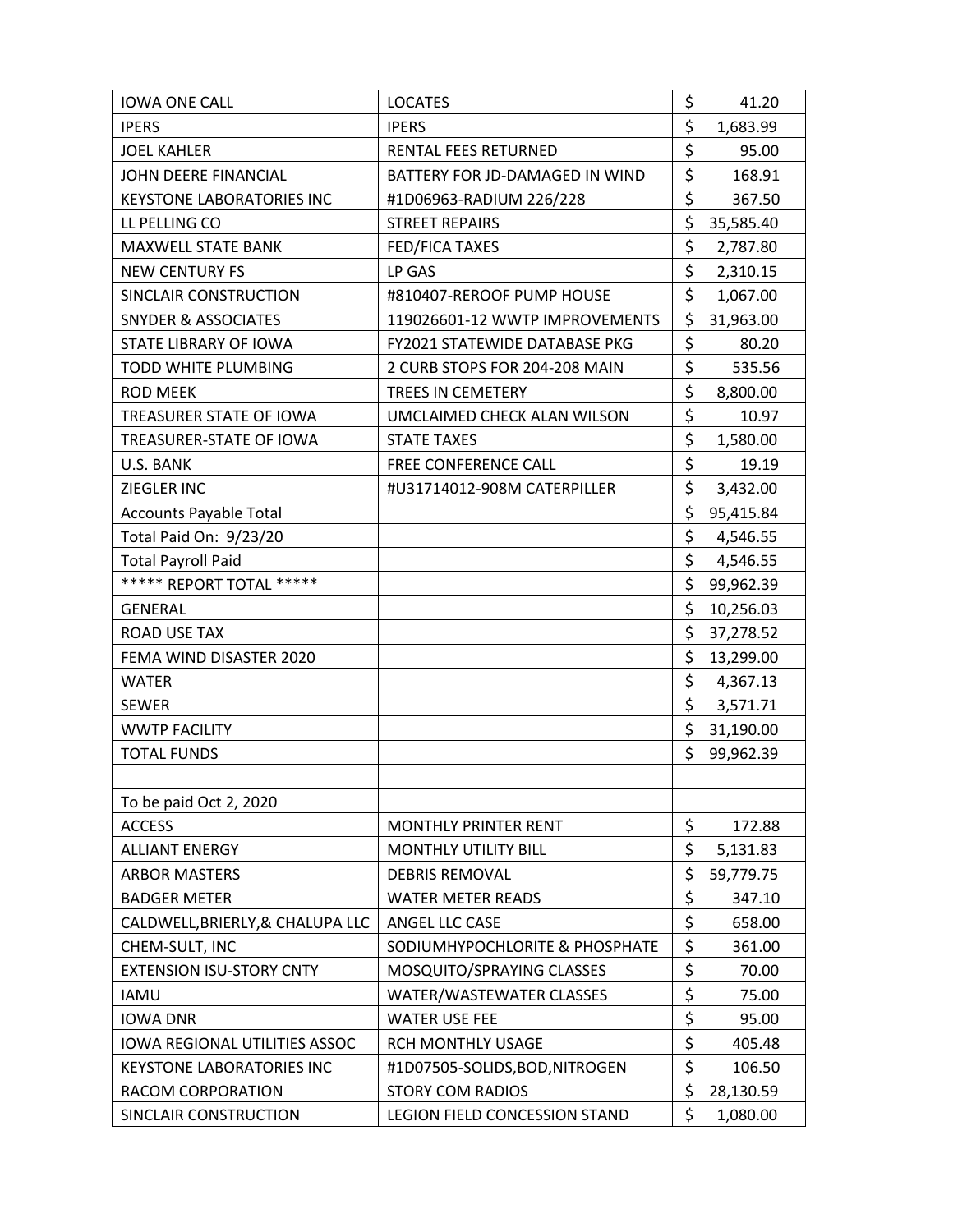| IOWA ONE CALL | LOCATES | $ 41.20 |
|---|---|---|
| IPERS | IPERS | $ 1,683.99 |
| JOEL KAHLER | RENTAL FEES RETURNED | $ 95.00 |
| JOHN DEERE FINANCIAL | BATTERY FOR JD-DAMAGED IN WIND | $ 168.91 |
| KEYSTONE LABORATORIES INC | #1D06963-RADIUM 226/228 | $ 367.50 |
| LL PELLING CO | STREET REPAIRS | $ 35,585.40 |
| MAXWELL STATE BANK | FED/FICA TAXES | $ 2,787.80 |
| NEW CENTURY FS | LP GAS | $ 2,310.15 |
| SINCLAIR CONSTRUCTION | #810407-REROOF PUMP HOUSE | $ 1,067.00 |
| SNYDER & ASSOCIATES | 119026601-12 WWTP IMPROVEMENTS | $ 31,963.00 |
| STATE LIBRARY OF IOWA | FY2021 STATEWIDE DATABASE PKG | $ 80.20 |
| TODD WHITE PLUMBING | 2 CURB STOPS FOR 204-208 MAIN | $ 535.56 |
| ROD MEEK | TREES IN CEMETERY | $ 8,800.00 |
| TREASURER STATE OF IOWA | UMCLAIMED CHECK ALAN WILSON | $ 10.97 |
| TREASURER-STATE OF IOWA | STATE TAXES | $ 1,580.00 |
| U.S. BANK | FREE CONFERENCE CALL | $ 19.19 |
| ZIEGLER INC | #U31714012-908M CATERPILLER | $ 3,432.00 |
| Accounts Payable Total | | $ 95,415.84 |
| Total Paid On: 9/23/20 | | $ 4,546.55 |
| Total Payroll Paid | | $ 4,546.55 |
| ***** REPORT TOTAL ***** | | $ 99,962.39 |
| GENERAL | | $ 10,256.03 |
| ROAD USE TAX | | $ 37,278.52 |
| FEMA WIND DISASTER 2020 | | $ 13,299.00 |
| WATER | | $ 4,367.13 |
| SEWER | | $ 3,571.71 |
| WWTP FACILITY | | $ 31,190.00 |
| TOTAL FUNDS | | $ 99,962.39 |
| | | |
| To be paid Oct 2, 2020 | | |
| ACCESS | MONTHLY PRINTER RENT | $ 172.88 |
| ALLIANT ENERGY | MONTHLY UTILITY BILL | $ 5,131.83 |
| ARBOR MASTERS | DEBRIS REMOVAL | $ 59,779.75 |
| BADGER METER | WATER METER READS | $ 347.10 |
| CALDWELL,BRIERLY,& CHALUPA LLC | ANGEL LLC CASE | $ 658.00 |
| CHEM-SULT, INC | SODIUMHYPOCHLORITE & PHOSPHATE | $ 361.00 |
| EXTENSION ISU-STORY CNTY | MOSQUITO/SPRAYING CLASSES | $ 70.00 |
| IAMU | WATER/WASTEWATER CLASSES | $ 75.00 |
| IOWA DNR | WATER USE FEE | $ 95.00 |
| IOWA REGIONAL UTILITIES ASSOC | RCH MONTHLY USAGE | $ 405.48 |
| KEYSTONE LABORATORIES INC | #1D07505-SOLIDS,BOD,NITROGEN | $ 106.50 |
| RACOM CORPORATION | STORY COM RADIOS | $ 28,130.59 |
| SINCLAIR CONSTRUCTION | LEGION FIELD CONCESSION STAND | $ 1,080.00 |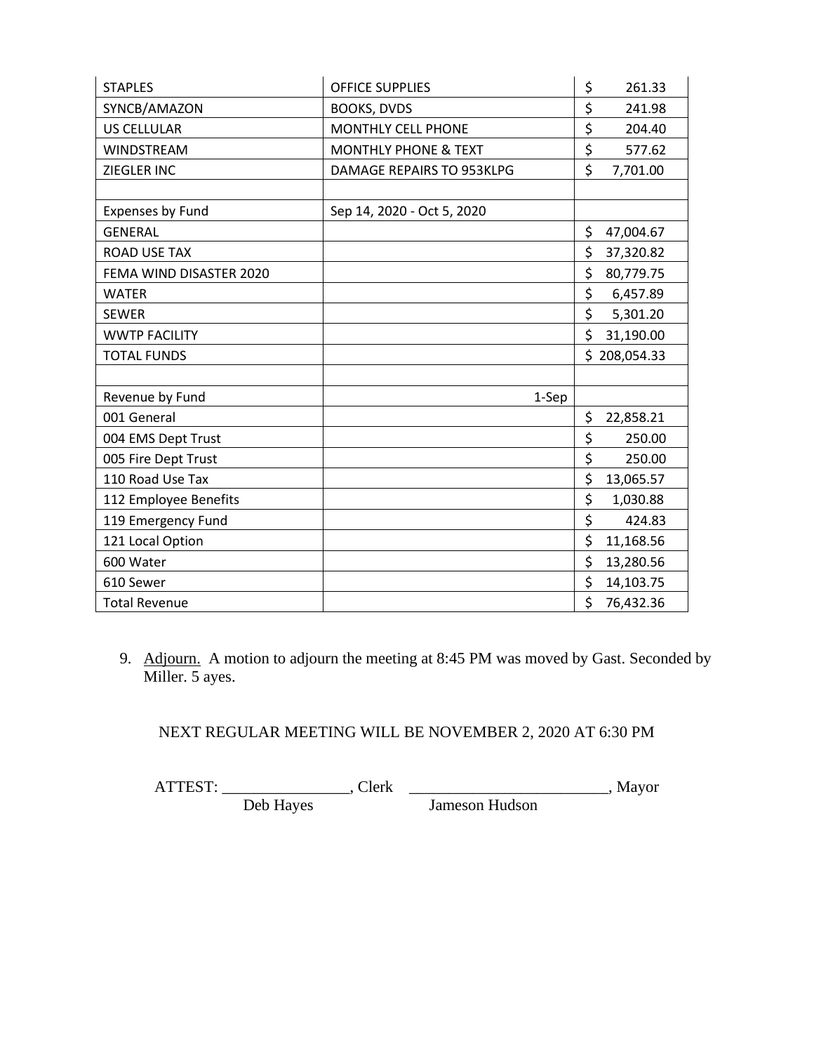| | | |
|---|---|---|
| STAPLES | OFFICE SUPPLIES | $ 261.33 |
| SYNCB/AMAZON | BOOKS, DVDS | $ 241.98 |
| US CELLULAR | MONTHLY CELL PHONE | $ 204.40 |
| WINDSTREAM | MONTHLY PHONE & TEXT | $ 577.62 |
| ZIEGLER INC | DAMAGE REPAIRS TO 953KLPG | $ 7,701.00 |
| | | |
| Expenses by Fund | Sep 14, 2020 - Oct 5, 2020 | |
| GENERAL | | $ 47,004.67 |
| ROAD USE TAX | | $ 37,320.82 |
| FEMA WIND DISASTER 2020 | | $ 80,779.75 |
| WATER | | $ 6,457.89 |
| SEWER | | $ 5,301.20 |
| WWTP FACILITY | | $ 31,190.00 |
| TOTAL FUNDS | | $ 208,054.33 |
| | | |
| Revenue by Fund | 1-Sep | |
| 001 General | | $ 22,858.21 |
| 004 EMS Dept Trust | | $ 250.00 |
| 005 Fire Dept Trust | | $ 250.00 |
| 110 Road Use Tax | | $ 13,065.57 |
| 112 Employee Benefits | | $ 1,030.88 |
| 119 Emergency Fund | | $ 424.83 |
| 121 Local Option | | $ 11,168.56 |
| 600 Water | | $ 13,280.56 |
| 610 Sewer | | $ 14,103.75 |
| Total Revenue | | $ 76,432.36 |

9. Adjourn. A motion to adjourn the meeting at 8:45 PM was moved by Gast. Seconded by Miller. 5 ayes.

NEXT REGULAR MEETING WILL BE NOVEMBER 2, 2020 AT 6:30 PM

ATTEST: ________________, Clerk ________________________, Mayor

Deb Hayes Jameson Hudson